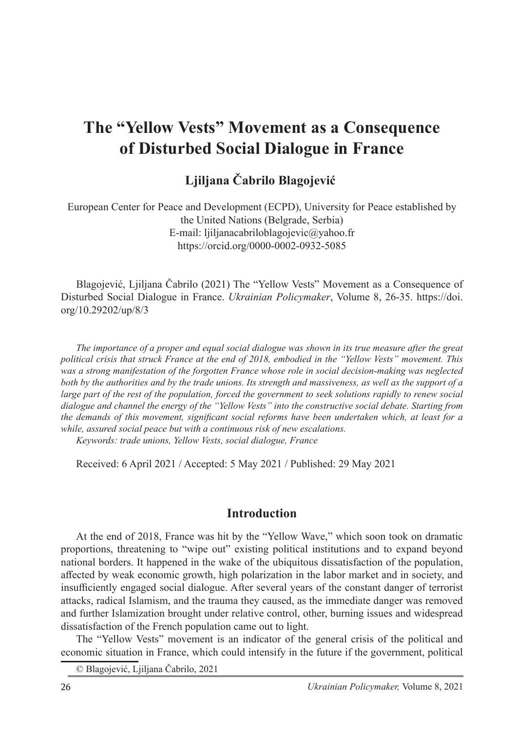# The "Yellow Vests" Movement as a Consequence of Disturbed Social Dialogue in France

**Ljiljana Čabrilo Blagojević**

European Center for Peace and Development (ECPD), University for Peace established by the United Nations (Belgrade, Serbia)
E-mail: ljiljanacabriloblagojevic@yahoo.fr
https://orcid.org/0000-0002-0932-5085

Blagojević, Ljiljana Čabrilo (2021) The "Yellow Vests" Movement as a Consequence of Disturbed Social Dialogue in France. *Ukrainian Policymaker*, Volume 8, 26-35. https://doi.org/10.29202/up/8/3

*The importance of a proper and equal social dialogue was shown in its true measure after the great political crisis that struck France at the end of 2018, embodied in the "Yellow Vests" movement. This was a strong manifestation of the forgotten France whose role in social decision-making was neglected both by the authorities and by the trade unions. Its strength and massiveness, as well as the support of a large part of the rest of the population, forced the government to seek solutions rapidly to renew social dialogue and channel the energy of the "Yellow Vests" into the constructive social debate. Starting from the demands of this movement, significant social reforms have been undertaken which, at least for a while, assured social peace but with a continuous risk of new escalations.*

*Keywords: trade unions, Yellow Vests, social dialogue, France*

Received: 6 April 2021 / Accepted: 5 May 2021 / Published: 29 May 2021

## Introduction

At the end of 2018, France was hit by the "Yellow Wave," which soon took on dramatic proportions, threatening to "wipe out" existing political institutions and to expand beyond national borders. It happened in the wake of the ubiquitous dissatisfaction of the population, affected by weak economic growth, high polarization in the labor market and in society, and insufficiently engaged social dialogue. After several years of the constant danger of terrorist attacks, radical Islamism, and the trauma they caused, as the immediate danger was removed and further Islamization brought under relative control, other, burning issues and widespread dissatisfaction of the French population came out to light.

The "Yellow Vests" movement is an indicator of the general crisis of the political and economic situation in France, which could intensify in the future if the government, political

© Blagojević, Ljiljana Čabrilo, 2021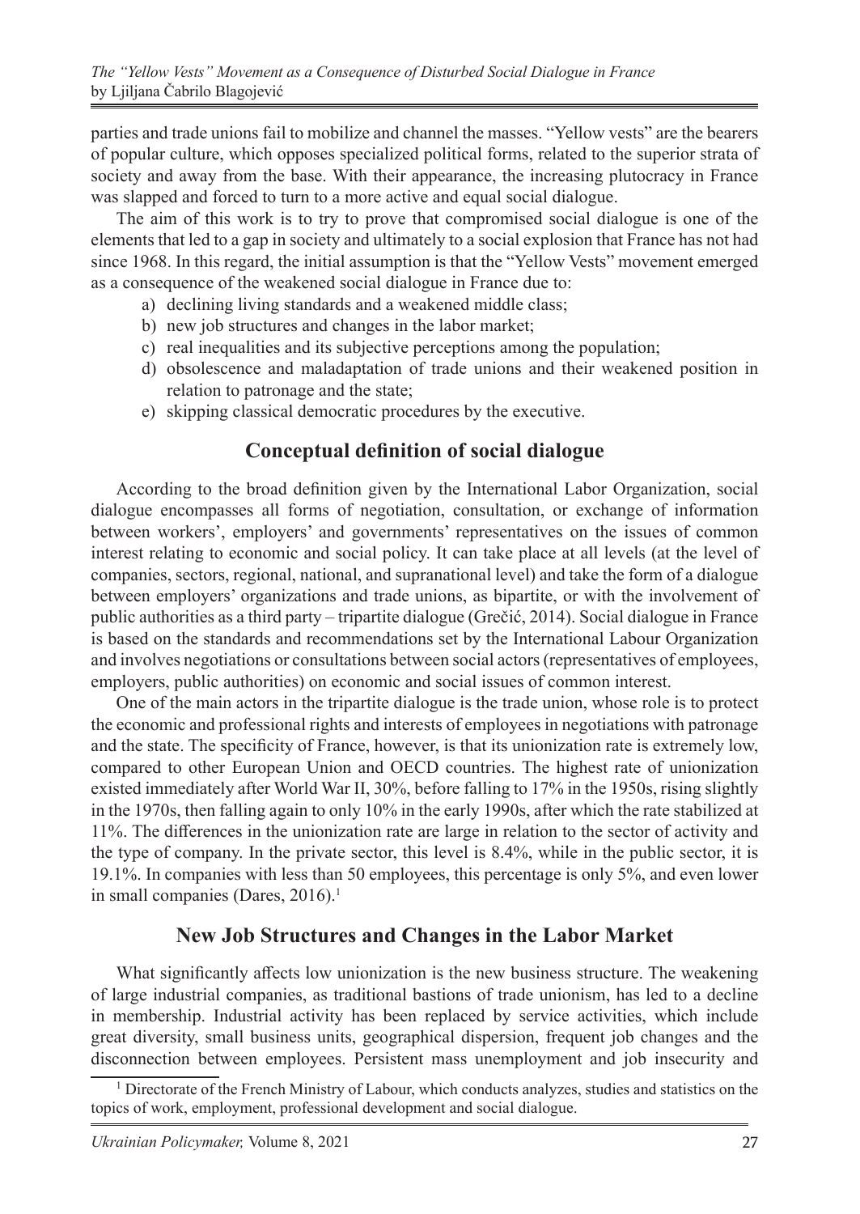parties and trade unions fail to mobilize and channel the masses. "Yellow vests" are the bearers of popular culture, which opposes specialized political forms, related to the superior strata of society and away from the base. With their appearance, the increasing plutocracy in France was slapped and forced to turn to a more active and equal social dialogue.

The aim of this work is to try to prove that compromised social dialogue is one of the elements that led to a gap in society and ultimately to a social explosion that France has not had since 1968. In this regard, the initial assumption is that the "Yellow Vests" movement emerged as a consequence of the weakened social dialogue in France due to:

a) declining living standards and a weakened middle class;
b) new job structures and changes in the labor market;
c) real inequalities and its subjective perceptions among the population;
d) obsolescence and maladaptation of trade unions and their weakened position in relation to patronage and the state;
e) skipping classical democratic procedures by the executive.

## Conceptual definition of social dialogue

According to the broad definition given by the International Labor Organization, social dialogue encompasses all forms of negotiation, consultation, or exchange of information between workers', employers' and governments' representatives on the issues of common interest relating to economic and social policy. It can take place at all levels (at the level of companies, sectors, regional, national, and supranational level) and take the form of a dialogue between employers' organizations and trade unions, as bipartite, or with the involvement of public authorities as a third party – tripartite dialogue (Grečić, 2014). Social dialogue in France is based on the standards and recommendations set by the International Labour Organization and involves negotiations or consultations between social actors (representatives of employees, employers, public authorities) on economic and social issues of common interest.

One of the main actors in the tripartite dialogue is the trade union, whose role is to protect the economic and professional rights and interests of employees in negotiations with patronage and the state. The specificity of France, however, is that its unionization rate is extremely low, compared to other European Union and OECD countries. The highest rate of unionization existed immediately after World War II, 30%, before falling to 17% in the 1950s, rising slightly in the 1970s, then falling again to only 10% in the early 1990s, after which the rate stabilized at 11%. The differences in the unionization rate are large in relation to the sector of activity and the type of company. In the private sector, this level is 8.4%, while in the public sector, it is 19.1%. In companies with less than 50 employees, this percentage is only 5%, and even lower in small companies (Dares, 2016).[1]

## New Job Structures and Changes in the Labor Market

What significantly affects low unionization is the new business structure. The weakening of large industrial companies, as traditional bastions of trade unionism, has led to a decline in membership. Industrial activity has been replaced by service activities, which include great diversity, small business units, geographical dispersion, frequent job changes and the disconnection between employees. Persistent mass unemployment and job insecurity and

[1] Directorate of the French Ministry of Labour, which conducts analyzes, studies and statistics on the topics of work, employment, professional development and social dialogue.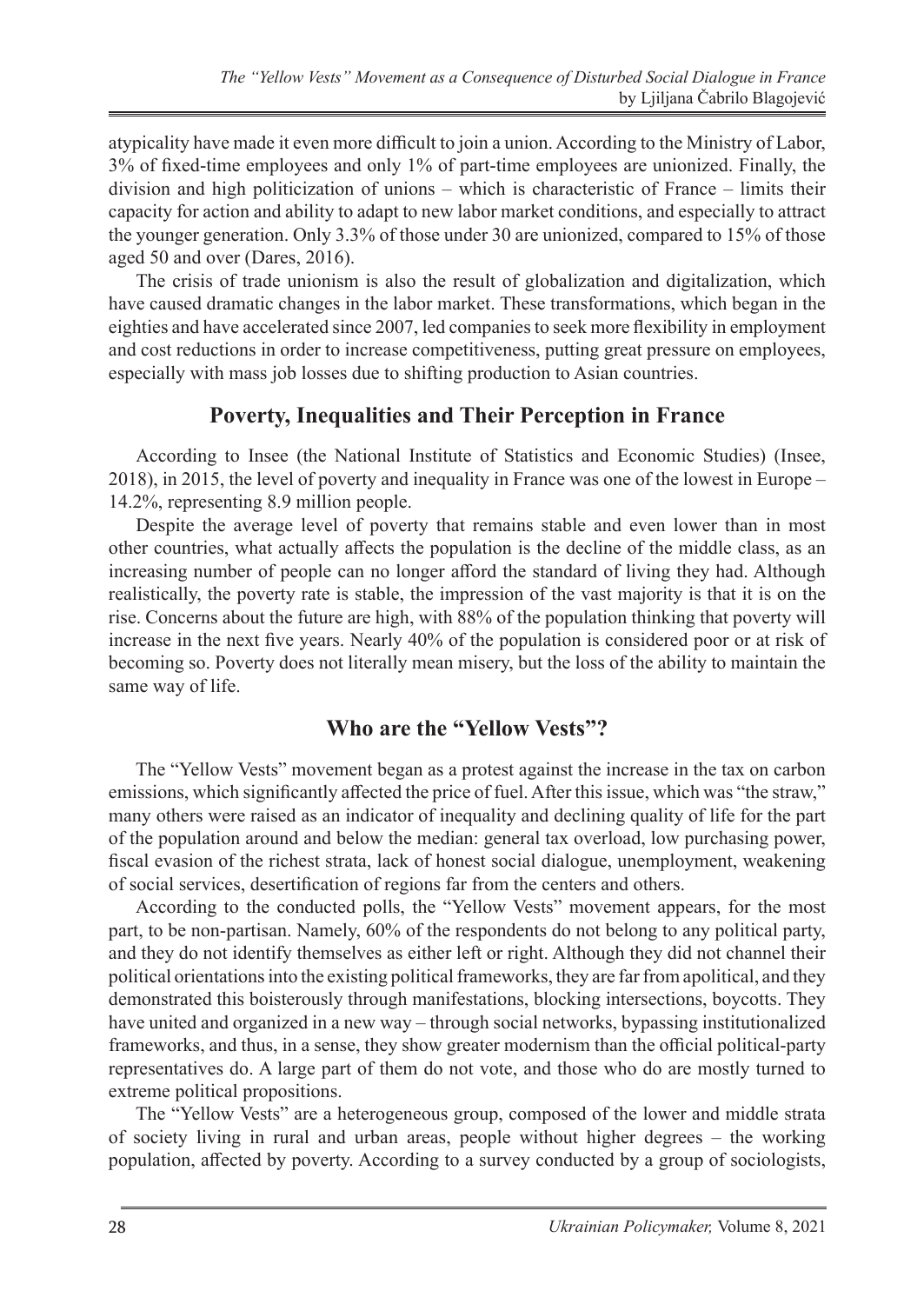atypicality have made it even more difficult to join a union. According to the Ministry of Labor, 3% of fixed-time employees and only 1% of part-time employees are unionized. Finally, the division and high politicization of unions – which is characteristic of France – limits their capacity for action and ability to adapt to new labor market conditions, and especially to attract the younger generation. Only 3.3% of those under 30 are unionized, compared to 15% of those aged 50 and over (Dares, 2016).

The crisis of trade unionism is also the result of globalization and digitalization, which have caused dramatic changes in the labor market. These transformations, which began in the eighties and have accelerated since 2007, led companies to seek more flexibility in employment and cost reductions in order to increase competitiveness, putting great pressure on employees, especially with mass job losses due to shifting production to Asian countries.

## Poverty, Inequalities and Their Perception in France

According to Insee (the National Institute of Statistics and Economic Studies) (Insee, 2018), in 2015, the level of poverty and inequality in France was one of the lowest in Europe – 14.2%, representing 8.9 million people.

Despite the average level of poverty that remains stable and even lower than in most other countries, what actually affects the population is the decline of the middle class, as an increasing number of people can no longer afford the standard of living they had. Although realistically, the poverty rate is stable, the impression of the vast majority is that it is on the rise. Concerns about the future are high, with 88% of the population thinking that poverty will increase in the next five years. Nearly 40% of the population is considered poor or at risk of becoming so. Poverty does not literally mean misery, but the loss of the ability to maintain the same way of life.

## Who are the "Yellow Vests"?

The "Yellow Vests" movement began as a protest against the increase in the tax on carbon emissions, which significantly affected the price of fuel. After this issue, which was "the straw," many others were raised as an indicator of inequality and declining quality of life for the part of the population around and below the median: general tax overload, low purchasing power, fiscal evasion of the richest strata, lack of honest social dialogue, unemployment, weakening of social services, desertification of regions far from the centers and others.

According to the conducted polls, the "Yellow Vests" movement appears, for the most part, to be non-partisan. Namely, 60% of the respondents do not belong to any political party, and they do not identify themselves as either left or right. Although they did not channel their political orientations into the existing political frameworks, they are far from apolitical, and they demonstrated this boisterously through manifestations, blocking intersections, boycotts. They have united and organized in a new way – through social networks, bypassing institutionalized frameworks, and thus, in a sense, they show greater modernism than the official political-party representatives do. A large part of them do not vote, and those who do are mostly turned to extreme political propositions.

The "Yellow Vests" are a heterogeneous group, composed of the lower and middle strata of society living in rural and urban areas, people without higher degrees – the working population, affected by poverty. According to a survey conducted by a group of sociologists,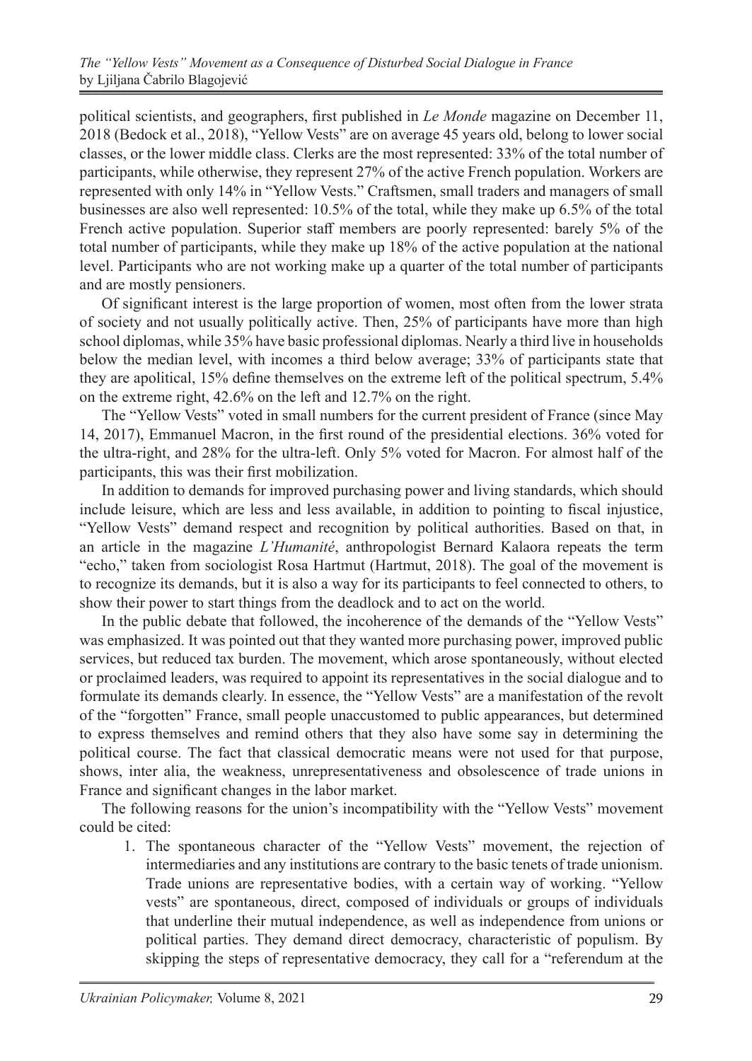political scientists, and geographers, first published in *Le Monde* magazine on December 11, 2018 (Bedock et al., 2018), "Yellow Vests" are on average 45 years old, belong to lower social classes, or the lower middle class. Clerks are the most represented: 33% of the total number of participants, while otherwise, they represent 27% of the active French population. Workers are represented with only 14% in "Yellow Vests." Craftsmen, small traders and managers of small businesses are also well represented: 10.5% of the total, while they make up 6.5% of the total French active population. Superior staff members are poorly represented: barely 5% of the total number of participants, while they make up 18% of the active population at the national level. Participants who are not working make up a quarter of the total number of participants and are mostly pensioners.

Of significant interest is the large proportion of women, most often from the lower strata of society and not usually politically active. Then, 25% of participants have more than high school diplomas, while 35% have basic professional diplomas. Nearly a third live in households below the median level, with incomes a third below average; 33% of participants state that they are apolitical, 15% define themselves on the extreme left of the political spectrum, 5.4% on the extreme right, 42.6% on the left and 12.7% on the right.

The "Yellow Vests" voted in small numbers for the current president of France (since May 14, 2017), Emmanuel Macron, in the first round of the presidential elections. 36% voted for the ultra-right, and 28% for the ultra-left. Only 5% voted for Macron. For almost half of the participants, this was their first mobilization.

In addition to demands for improved purchasing power and living standards, which should include leisure, which are less and less available, in addition to pointing to fiscal injustice, "Yellow Vests" demand respect and recognition by political authorities. Based on that, in an article in the magazine *L'Humanité*, anthropologist Bernard Kalaora repeats the term "echo," taken from sociologist Rosa Hartmut (Hartmut, 2018). The goal of the movement is to recognize its demands, but it is also a way for its participants to feel connected to others, to show their power to start things from the deadlock and to act on the world.

In the public debate that followed, the incoherence of the demands of the "Yellow Vests" was emphasized. It was pointed out that they wanted more purchasing power, improved public services, but reduced tax burden. The movement, which arose spontaneously, without elected or proclaimed leaders, was required to appoint its representatives in the social dialogue and to formulate its demands clearly. In essence, the "Yellow Vests" are a manifestation of the revolt of the "forgotten" France, small people unaccustomed to public appearances, but determined to express themselves and remind others that they also have some say in determining the political course. The fact that classical democratic means were not used for that purpose, shows, inter alia, the weakness, unrepresentativeness and obsolescence of trade unions in France and significant changes in the labor market.

The following reasons for the union's incompatibility with the "Yellow Vests" movement could be cited:

1. The spontaneous character of the "Yellow Vests" movement, the rejection of intermediaries and any institutions are contrary to the basic tenets of trade unionism. Trade unions are representative bodies, with a certain way of working. "Yellow vests" are spontaneous, direct, composed of individuals or groups of individuals that underline their mutual independence, as well as independence from unions or political parties. They demand direct democracy, characteristic of populism. By skipping the steps of representative democracy, they call for a "referendum at the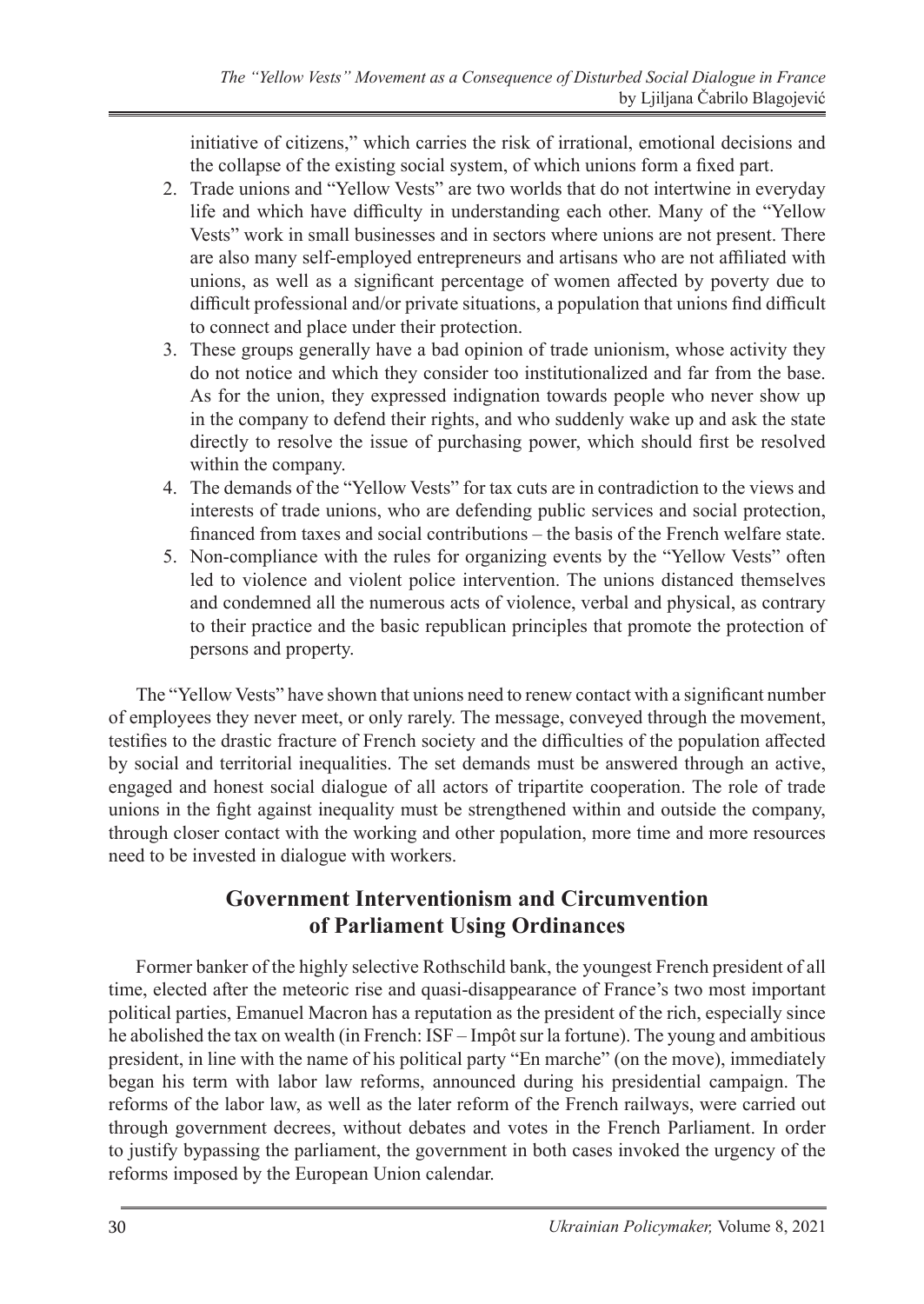initiative of citizens," which carries the risk of irrational, emotional decisions and the collapse of the existing social system, of which unions form a fixed part.

2. Trade unions and "Yellow Vests" are two worlds that do not intertwine in everyday life and which have difficulty in understanding each other. Many of the "Yellow Vests" work in small businesses and in sectors where unions are not present. There are also many self-employed entrepreneurs and artisans who are not affiliated with unions, as well as a significant percentage of women affected by poverty due to difficult professional and/or private situations, a population that unions find difficult to connect and place under their protection.
3. These groups generally have a bad opinion of trade unionism, whose activity they do not notice and which they consider too institutionalized and far from the base. As for the union, they expressed indignation towards people who never show up in the company to defend their rights, and who suddenly wake up and ask the state directly to resolve the issue of purchasing power, which should first be resolved within the company.
4. The demands of the "Yellow Vests" for tax cuts are in contradiction to the views and interests of trade unions, who are defending public services and social protection, financed from taxes and social contributions – the basis of the French welfare state.
5. Non-compliance with the rules for organizing events by the "Yellow Vests" often led to violence and violent police intervention. The unions distanced themselves and condemned all the numerous acts of violence, verbal and physical, as contrary to their practice and the basic republican principles that promote the protection of persons and property.

The "Yellow Vests" have shown that unions need to renew contact with a significant number of employees they never meet, or only rarely. The message, conveyed through the movement, testifies to the drastic fracture of French society and the difficulties of the population affected by social and territorial inequalities. The set demands must be answered through an active, engaged and honest social dialogue of all actors of tripartite cooperation. The role of trade unions in the fight against inequality must be strengthened within and outside the company, through closer contact with the working and other population, more time and more resources need to be invested in dialogue with workers.

## Government Interventionism and Circumvention of Parliament Using Ordinances

Former banker of the highly selective Rothschild bank, the youngest French president of all time, elected after the meteoric rise and quasi-disappearance of France's two most important political parties, Emanuel Macron has a reputation as the president of the rich, especially since he abolished the tax on wealth (in French: ISF – Impôt sur la fortune). The young and ambitious president, in line with the name of his political party "En marche" (on the move), immediately began his term with labor law reforms, announced during his presidential campaign. The reforms of the labor law, as well as the later reform of the French railways, were carried out through government decrees, without debates and votes in the French Parliament. In order to justify bypassing the parliament, the government in both cases invoked the urgency of the reforms imposed by the European Union calendar.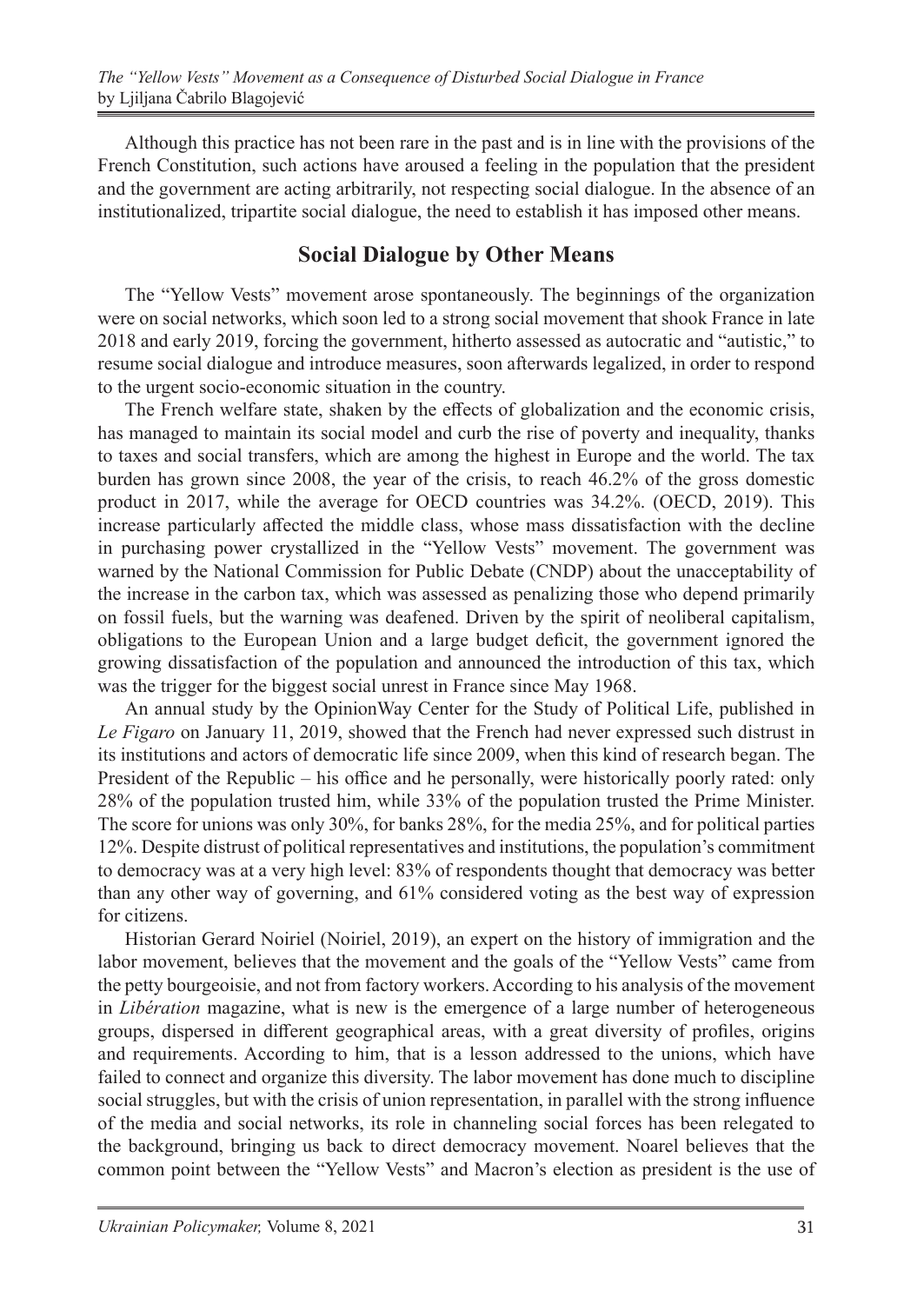Although this practice has not been rare in the past and is in line with the provisions of the French Constitution, such actions have aroused a feeling in the population that the president and the government are acting arbitrarily, not respecting social dialogue. In the absence of an institutionalized, tripartite social dialogue, the need to establish it has imposed other means.

## Social Dialogue by Other Means

The "Yellow Vests" movement arose spontaneously. The beginnings of the organization were on social networks, which soon led to a strong social movement that shook France in late 2018 and early 2019, forcing the government, hitherto assessed as autocratic and "autistic," to resume social dialogue and introduce measures, soon afterwards legalized, in order to respond to the urgent socio-economic situation in the country.

The French welfare state, shaken by the effects of globalization and the economic crisis, has managed to maintain its social model and curb the rise of poverty and inequality, thanks to taxes and social transfers, which are among the highest in Europe and the world. The tax burden has grown since 2008, the year of the crisis, to reach 46.2% of the gross domestic product in 2017, while the average for OECD countries was 34.2%. (OECD, 2019). This increase particularly affected the middle class, whose mass dissatisfaction with the decline in purchasing power crystallized in the "Yellow Vests" movement. The government was warned by the National Commission for Public Debate (CNDP) about the unacceptability of the increase in the carbon tax, which was assessed as penalizing those who depend primarily on fossil fuels, but the warning was deafened. Driven by the spirit of neoliberal capitalism, obligations to the European Union and a large budget deficit, the government ignored the growing dissatisfaction of the population and announced the introduction of this tax, which was the trigger for the biggest social unrest in France since May 1968.

An annual study by the OpinionWay Center for the Study of Political Life, published in *Le Figaro* on January 11, 2019, showed that the French had never expressed such distrust in its institutions and actors of democratic life since 2009, when this kind of research began. The President of the Republic – his office and he personally, were historically poorly rated: only 28% of the population trusted him, while 33% of the population trusted the Prime Minister. The score for unions was only 30%, for banks 28%, for the media 25%, and for political parties 12%. Despite distrust of political representatives and institutions, the population's commitment to democracy was at a very high level: 83% of respondents thought that democracy was better than any other way of governing, and 61% considered voting as the best way of expression for citizens.

Historian Gerard Noiriel (Noiriel, 2019), an expert on the history of immigration and the labor movement, believes that the movement and the goals of the "Yellow Vests" came from the petty bourgeoisie, and not from factory workers. According to his analysis of the movement in *Libération* magazine, what is new is the emergence of a large number of heterogeneous groups, dispersed in different geographical areas, with a great diversity of profiles, origins and requirements. According to him, that is a lesson addressed to the unions, which have failed to connect and organize this diversity. The labor movement has done much to discipline social struggles, but with the crisis of union representation, in parallel with the strong influence of the media and social networks, its role in channeling social forces has been relegated to the background, bringing us back to direct democracy movement. Noarel believes that the common point between the "Yellow Vests" and Macron's election as president is the use of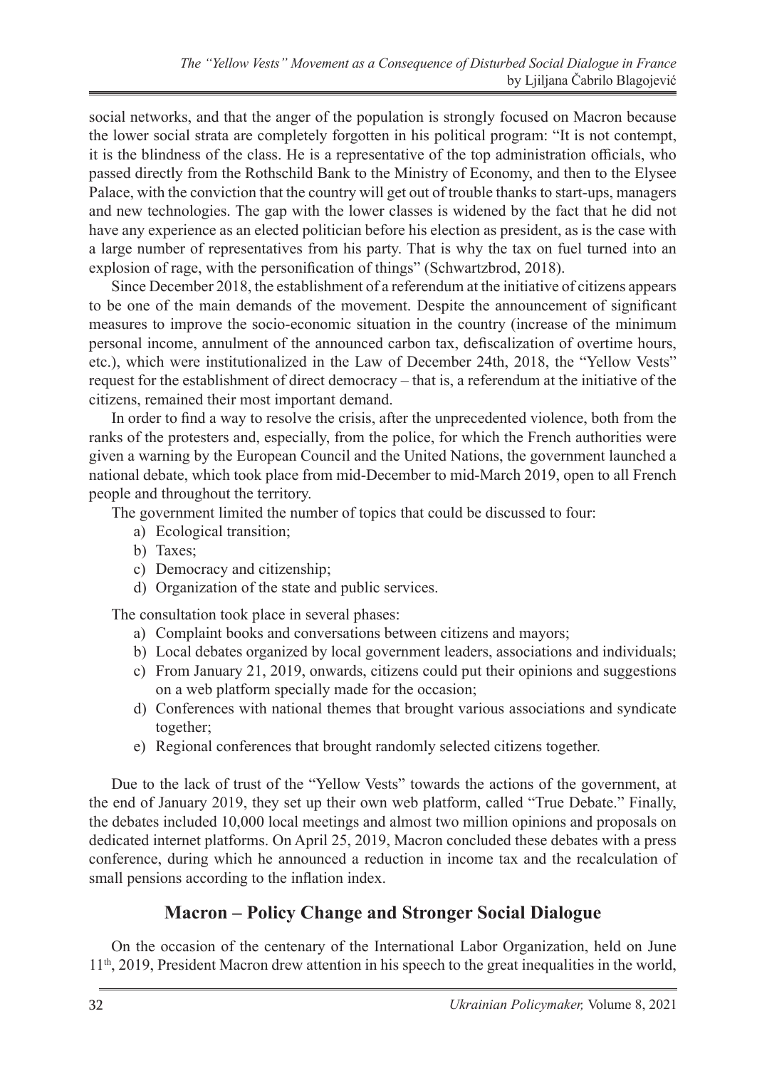social networks, and that the anger of the population is strongly focused on Macron because the lower social strata are completely forgotten in his political program: "It is not contempt, it is the blindness of the class. He is a representative of the top administration officials, who passed directly from the Rothschild Bank to the Ministry of Economy, and then to the Elysee Palace, with the conviction that the country will get out of trouble thanks to start-ups, managers and new technologies. The gap with the lower classes is widened by the fact that he did not have any experience as an elected politician before his election as president, as is the case with a large number of representatives from his party. That is why the tax on fuel turned into an explosion of rage, with the personification of things" (Schwartzbrod, 2018).

Since December 2018, the establishment of a referendum at the initiative of citizens appears to be one of the main demands of the movement. Despite the announcement of significant measures to improve the socio-economic situation in the country (increase of the minimum personal income, annulment of the announced carbon tax, defiscalization of overtime hours, etc.), which were institutionalized in the Law of December 24th, 2018, the "Yellow Vests" request for the establishment of direct democracy – that is, a referendum at the initiative of the citizens, remained their most important demand.

In order to find a way to resolve the crisis, after the unprecedented violence, both from the ranks of the protesters and, especially, from the police, for which the French authorities were given a warning by the European Council and the United Nations, the government launched a national debate, which took place from mid-December to mid-March 2019, open to all French people and throughout the territory.

The government limited the number of topics that could be discussed to four:

a) Ecological transition;
b) Taxes;
c) Democracy and citizenship;
d) Organization of the state and public services.

The consultation took place in several phases:

a) Complaint books and conversations between citizens and mayors;
b) Local debates organized by local government leaders, associations and individuals;
c) From January 21, 2019, onwards, citizens could put their opinions and suggestions on a web platform specially made for the occasion;
d) Conferences with national themes that brought various associations and syndicate together;
e) Regional conferences that brought randomly selected citizens together.

Due to the lack of trust of the "Yellow Vests" towards the actions of the government, at the end of January 2019, they set up their own web platform, called "True Debate." Finally, the debates included 10,000 local meetings and almost two million opinions and proposals on dedicated internet platforms. On April 25, 2019, Macron concluded these debates with a press conference, during which he announced a reduction in income tax and the recalculation of small pensions according to the inflation index.

## Macron – Policy Change and Stronger Social Dialogue

On the occasion of the centenary of the International Labor Organization, held on June 11th, 2019, President Macron drew attention in his speech to the great inequalities in the world,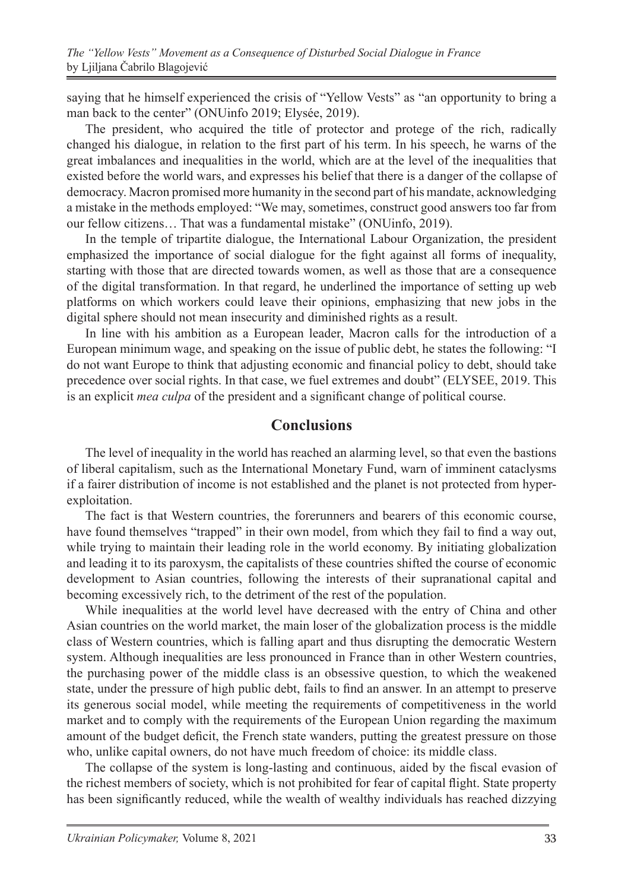saying that he himself experienced the crisis of "Yellow Vests" as "an opportunity to bring a man back to the center" (ONUinfo 2019; Elysée, 2019).

The president, who acquired the title of protector and protege of the rich, radically changed his dialogue, in relation to the first part of his term. In his speech, he warns of the great imbalances and inequalities in the world, which are at the level of the inequalities that existed before the world wars, and expresses his belief that there is a danger of the collapse of democracy. Macron promised more humanity in the second part of his mandate, acknowledging a mistake in the methods employed: "We may, sometimes, construct good answers too far from our fellow citizens… That was a fundamental mistake" (ONUinfo, 2019).

In the temple of tripartite dialogue, the International Labour Organization, the president emphasized the importance of social dialogue for the fight against all forms of inequality, starting with those that are directed towards women, as well as those that are a consequence of the digital transformation. In that regard, he underlined the importance of setting up web platforms on which workers could leave their opinions, emphasizing that new jobs in the digital sphere should not mean insecurity and diminished rights as a result.

In line with his ambition as a European leader, Macron calls for the introduction of a European minimum wage, and speaking on the issue of public debt, he states the following: "I do not want Europe to think that adjusting economic and financial policy to debt, should take precedence over social rights. In that case, we fuel extremes and doubt" (ELYSEE, 2019. This is an explicit *mea culpa* of the president and a significant change of political course.

## Conclusions

The level of inequality in the world has reached an alarming level, so that even the bastions of liberal capitalism, such as the International Monetary Fund, warn of imminent cataclysms if a fairer distribution of income is not established and the planet is not protected from hyper-exploitation.

The fact is that Western countries, the forerunners and bearers of this economic course, have found themselves "trapped" in their own model, from which they fail to find a way out, while trying to maintain their leading role in the world economy. By initiating globalization and leading it to its paroxysm, the capitalists of these countries shifted the course of economic development to Asian countries, following the interests of their supranational capital and becoming excessively rich, to the detriment of the rest of the population.

While inequalities at the world level have decreased with the entry of China and other Asian countries on the world market, the main loser of the globalization process is the middle class of Western countries, which is falling apart and thus disrupting the democratic Western system. Although inequalities are less pronounced in France than in other Western countries, the purchasing power of the middle class is an obsessive question, to which the weakened state, under the pressure of high public debt, fails to find an answer. In an attempt to preserve its generous social model, while meeting the requirements of competitiveness in the world market and to comply with the requirements of the European Union regarding the maximum amount of the budget deficit, the French state wanders, putting the greatest pressure on those who, unlike capital owners, do not have much freedom of choice: its middle class.

The collapse of the system is long-lasting and continuous, aided by the fiscal evasion of the richest members of society, which is not prohibited for fear of capital flight. State property has been significantly reduced, while the wealth of wealthy individuals has reached dizzying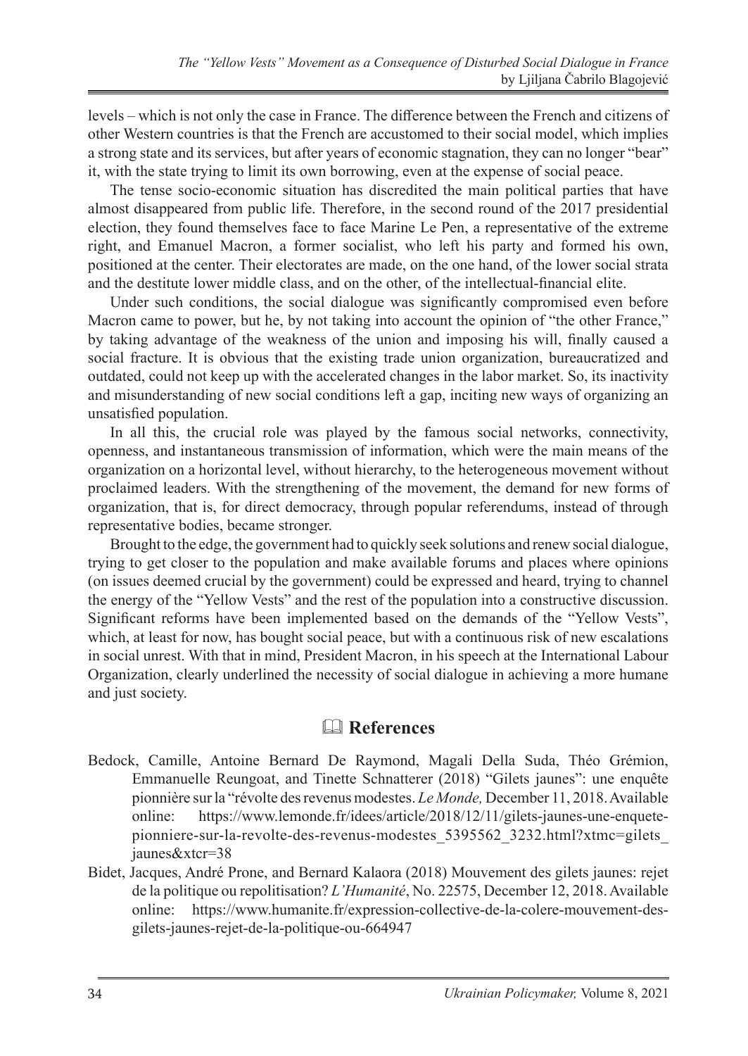levels – which is not only the case in France. The difference between the French and citizens of other Western countries is that the French are accustomed to their social model, which implies a strong state and its services, but after years of economic stagnation, they can no longer "bear" it, with the state trying to limit its own borrowing, even at the expense of social peace.

The tense socio-economic situation has discredited the main political parties that have almost disappeared from public life. Therefore, in the second round of the 2017 presidential election, they found themselves face to face Marine Le Pen, a representative of the extreme right, and Emanuel Macron, a former socialist, who left his party and formed his own, positioned at the center. Their electorates are made, on the one hand, of the lower social strata and the destitute lower middle class, and on the other, of the intellectual-financial elite.

Under such conditions, the social dialogue was significantly compromised even before Macron came to power, but he, by not taking into account the opinion of "the other France," by taking advantage of the weakness of the union and imposing his will, finally caused a social fracture. It is obvious that the existing trade union organization, bureaucratized and outdated, could not keep up with the accelerated changes in the labor market. So, its inactivity and misunderstanding of new social conditions left a gap, inciting new ways of organizing an unsatisfied population.

In all this, the crucial role was played by the famous social networks, connectivity, openness, and instantaneous transmission of information, which were the main means of the organization on a horizontal level, without hierarchy, to the heterogeneous movement without proclaimed leaders. With the strengthening of the movement, the demand for new forms of organization, that is, for direct democracy, through popular referendums, instead of through representative bodies, became stronger.

Brought to the edge, the government had to quickly seek solutions and renew social dialogue, trying to get closer to the population and make available forums and places where opinions (on issues deemed crucial by the government) could be expressed and heard, trying to channel the energy of the "Yellow Vests" and the rest of the population into a constructive discussion. Significant reforms have been implemented based on the demands of the "Yellow Vests", which, at least for now, has bought social peace, but with a continuous risk of new escalations in social unrest. With that in mind, President Macron, in his speech at the International Labour Organization, clearly underlined the necessity of social dialogue in achieving a more humane and just society.

## 🕮 References

Bedock, Camille, Antoine Bernard De Raymond, Magali Della Suda, Théo Grémion, Emmanuelle Reungoat, and Tinette Schnatterer (2018) "Gilets jaunes": une enquête pionnière sur la "révolte des revenus modestes. *Le Monde,* December 11, 2018. Available online: https://www.lemonde.fr/idees/article/2018/12/11/gilets-jaunes-une-enquete-pionniere-sur-la-revolte-des-revenus-modestes_5395562_3232.html?xtmc=gilets_jaunes&xtcr=38

Bidet, Jacques, André Prone, and Bernard Kalaora (2018) Mouvement des gilets jaunes: rejet de la politique ou repolitisation? *L'Humanité*, No. 22575, December 12, 2018. Available online: https://www.humanite.fr/expression-collective-de-la-colere-mouvement-des-gilets-jaunes-rejet-de-la-politique-ou-664947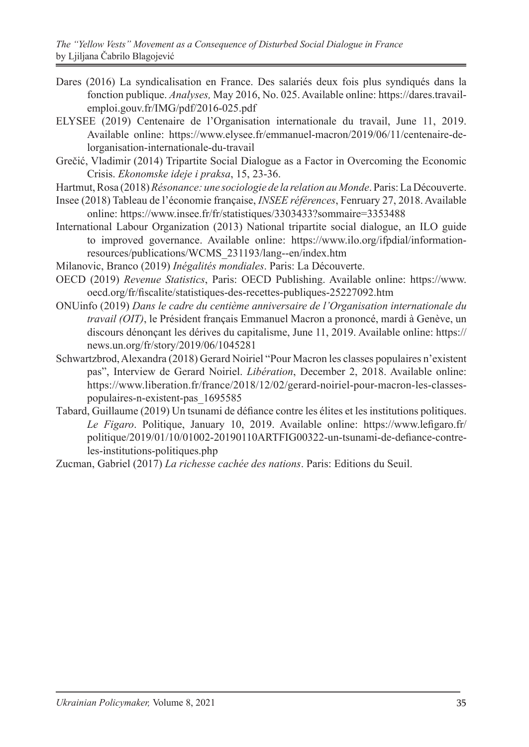Dares (2016) La syndicalisation en France. Des salariés deux fois plus syndiqués dans la fonction publique. *Analyses,* May 2016, No. 025. Available online: https://dares.travail-emploi.gouv.fr/IMG/pdf/2016-025.pdf

ELYSEE (2019) Centenaire de l'Organisation internationale du travail, June 11, 2019. Available online: https://www.elysee.fr/emmanuel-macron/2019/06/11/centenaire-de-lorganisation-internationale-du-travail

Grečić, Vladimir (2014) Tripartite Social Dialogue as a Factor in Overcoming the Economic Crisis. *Ekonomske ideje i praksa*, 15, 23-36.

Hartmut, Rosa (2018) *Résonance: une sociologie de la relation au Monde*. Paris: La Découverte.

Insee (2018) Tableau de l'économie française, *INSEE références*, Fenruary 27, 2018. Available online: https://www.insee.fr/fr/statistiques/3303433?sommaire=3353488

International Labour Organization (2013) National tripartite social dialogue, an ILO guide to improved governance. Available online: https://www.ilo.org/ifpdial/information-resources/publications/WCMS_231193/lang--en/index.htm

Milanovic, Branco (2019) *Inégalités mondiales*. Paris: La Découverte.

OECD (2019) *Revenue Statistics*, Paris: OECD Publishing. Available online: https://www.oecd.org/fr/fiscalite/statistiques-des-recettes-publiques-25227092.htm

ONUinfo (2019) *Dans le cadre du centième anniversaire de l'Organisation internationale du travail (OIT)*, le Président français Emmanuel Macron a prononcé, mardi à Genève, un discours dénonçant les dérives du capitalisme, June 11, 2019. Available online: https://news.un.org/fr/story/2019/06/1045281

Schwartzbrod, Alexandra (2018) Gerard Noiriel "Pour Macron les classes populaires n'existent pas", Interview de Gerard Noiriel. *Libération*, December 2, 2018. Available online: https://www.liberation.fr/france/2018/12/02/gerard-noiriel-pour-macron-les-classes-populaires-n-existent-pas_1695585

Tabard, Guillaume (2019) Un tsunami de défiance contre les élites et les institutions politiques. *Le Figaro*. Politique, January 10, 2019. Available online: https://www.lefigaro.fr/politique/2019/01/10/01002-20190110ARTFIG00322-un-tsunami-de-defiance-contre-les-institutions-politiques.php

Zucman, Gabriel (2017) *La richesse cachée des nations*. Paris: Editions du Seuil.